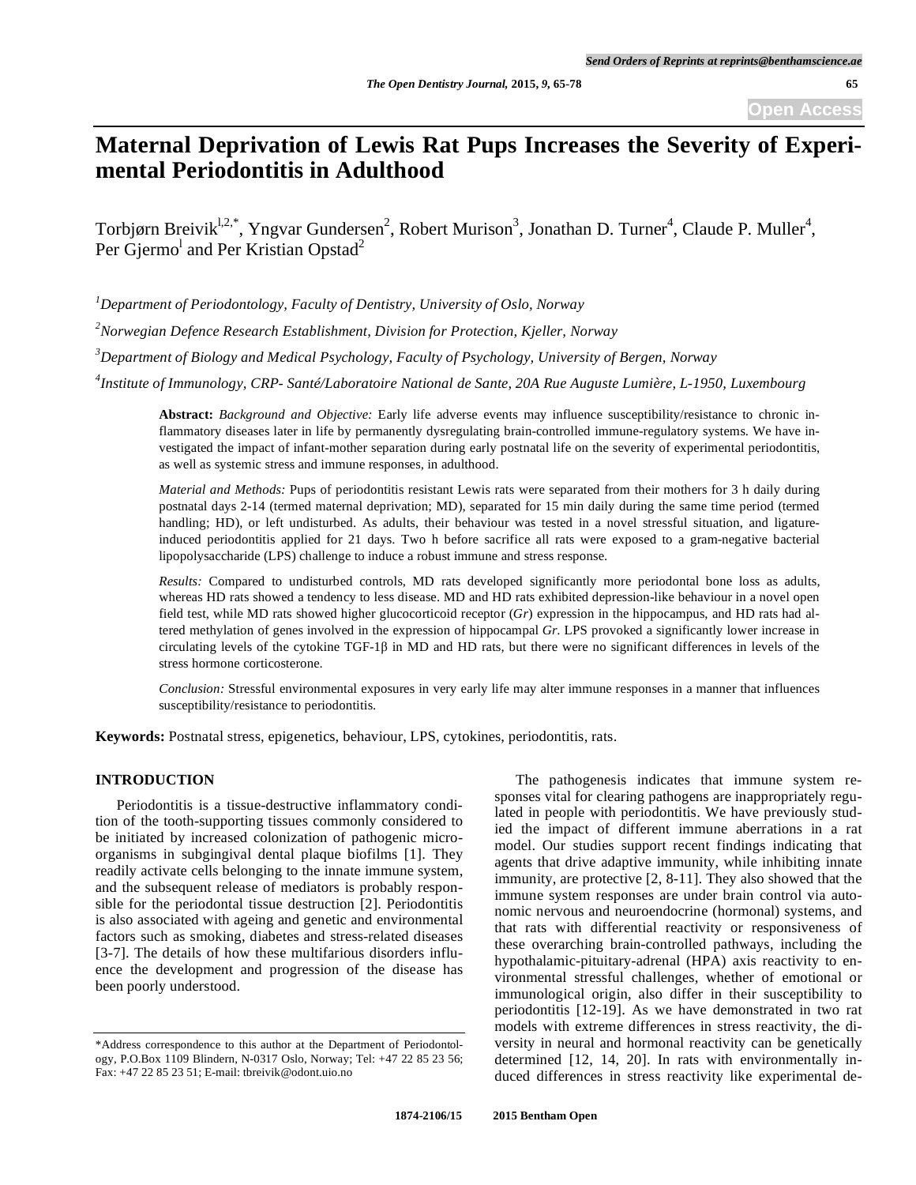# Maternal Deprivation of Lewis Rat Pups Increases the Severity of Experimental Periodontitis in Adulthood

Torbjørn Breivik[1,2,*], Yngvar Gundersen[2], Robert Murison[3], Jonathan D. Turner[4], Claude P. Muller[4], Per Gjermo[1] and Per Kristian Opstad[2]

[1]*Department of Periodontology, Faculty of Dentistry, University of Oslo, Norway*

[2]*Norwegian Defence Research Establishment, Division for Protection, Kjeller, Norway*

[3]*Department of Biology and Medical Psychology, Faculty of Psychology, University of Bergen, Norway*

[4]*Institute of Immunology, CRP- Santé/Laboratoire National de Sante, 20A Rue Auguste Lumière, L-1950, Luxembourg*

**Abstract:** *Background and Objective:* Early life adverse events may influence susceptibility/resistance to chronic inflammatory diseases later in life by permanently dysregulating brain-controlled immune-regulatory systems. We have investigated the impact of infant-mother separation during early postnatal life on the severity of experimental periodontitis, as well as systemic stress and immune responses, in adulthood.

*Material and Methods:* Pups of periodontitis resistant Lewis rats were separated from their mothers for 3 h daily during postnatal days 2-14 (termed maternal deprivation; MD), separated for 15 min daily during the same time period (termed handling; HD), or left undisturbed. As adults, their behaviour was tested in a novel stressful situation, and ligature-induced periodontitis applied for 21 days. Two h before sacrifice all rats were exposed to a gram-negative bacterial lipopolysaccharide (LPS) challenge to induce a robust immune and stress response.

*Results:* Compared to undisturbed controls, MD rats developed significantly more periodontal bone loss as adults, whereas HD rats showed a tendency to less disease. MD and HD rats exhibited depression-like behaviour in a novel open field test, while MD rats showed higher glucocorticoid receptor (*Gr*) expression in the hippocampus, and HD rats had altered methylation of genes involved in the expression of hippocampal *Gr*. LPS provoked a significantly lower increase in circulating levels of the cytokine TGF-1β in MD and HD rats, but there were no significant differences in levels of the stress hormone corticosterone.

*Conclusion:* Stressful environmental exposures in very early life may alter immune responses in a manner that influences susceptibility/resistance to periodontitis.

**Keywords:** Postnatal stress, epigenetics, behaviour, LPS, cytokines, periodontitis, rats.

## INTRODUCTION

Periodontitis is a tissue-destructive inflammatory condition of the tooth-supporting tissues commonly considered to be initiated by increased colonization of pathogenic microorganisms in subgingival dental plaque biofilms [1]. They readily activate cells belonging to the innate immune system, and the subsequent release of mediators is probably responsible for the periodontal tissue destruction [2]. Periodontitis is also associated with ageing and genetic and environmental factors such as smoking, diabetes and stress-related diseases [3-7]. The details of how these multifarious disorders influence the development and progression of the disease has been poorly understood.

The pathogenesis indicates that immune system responses vital for clearing pathogens are inappropriately regulated in people with periodontitis. We have previously studied the impact of different immune aberrations in a rat model. Our studies support recent findings indicating that agents that drive adaptive immunity, while inhibiting innate immunity, are protective [2, 8-11]. They also showed that the immune system responses are under brain control via autonomic nervous and neuroendocrine (hormonal) systems, and that rats with differential reactivity or responsiveness of these overarching brain-controlled pathways, including the hypothalamic-pituitary-adrenal (HPA) axis reactivity to environmental stressful challenges, whether of emotional or immunological origin, also differ in their susceptibility to periodontitis [12-19]. As we have demonstrated in two rat models with extreme differences in stress reactivity, the diversity in neural and hormonal reactivity can be genetically determined [12, 14, 20]. In rats with environmentally induced differences in stress reactivity like experimental de-

*Address correspondence to this author at the Department of Periodontology, P.O.Box 1109 Blindern, N-0317 Oslo, Norway; Tel: +47 22 85 23 56; Fax: +47 22 85 23 51; E-mail: tbreivik@odont.uio.no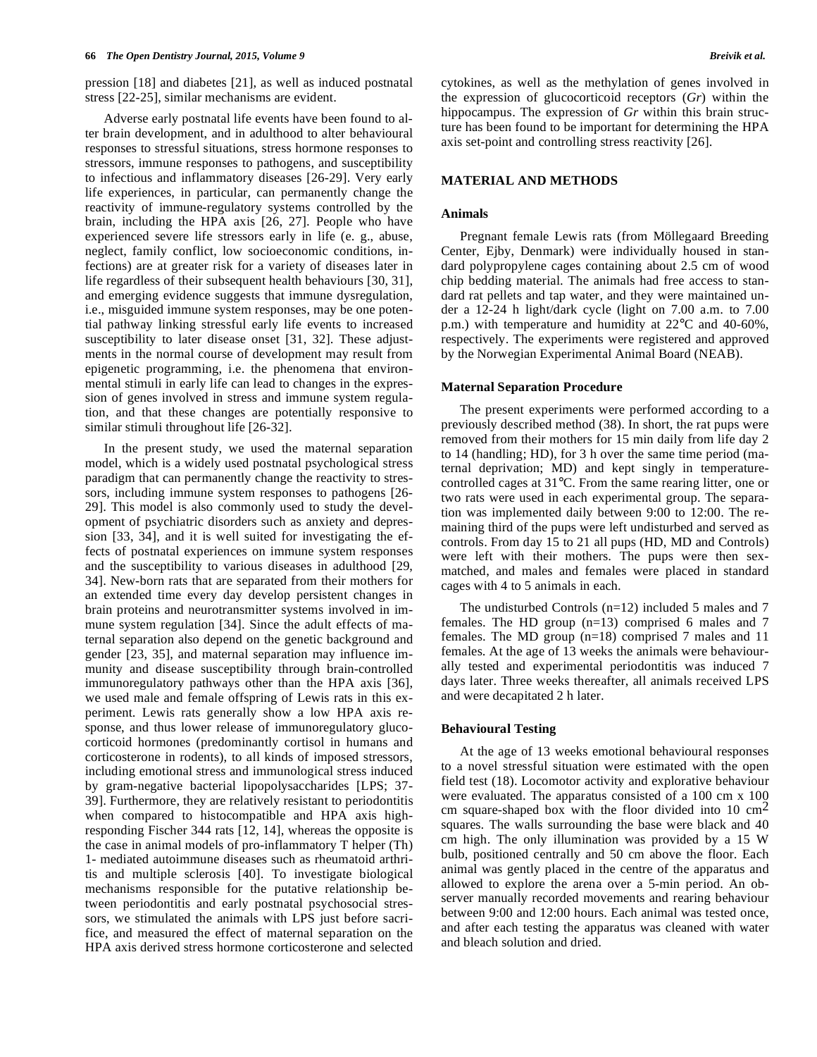pression [18] and diabetes [21], as well as induced postnatal stress [22-25], similar mechanisms are evident.

Adverse early postnatal life events have been found to alter brain development, and in adulthood to alter behavioural responses to stressful situations, stress hormone responses to stressors, immune responses to pathogens, and susceptibility to infectious and inflammatory diseases [26-29]. Very early life experiences, in particular, can permanently change the reactivity of immune-regulatory systems controlled by the brain, including the HPA axis [26, 27]. People who have experienced severe life stressors early in life (e. g., abuse, neglect, family conflict, low socioeconomic conditions, infections) are at greater risk for a variety of diseases later in life regardless of their subsequent health behaviours [30, 31], and emerging evidence suggests that immune dysregulation, i.e., misguided immune system responses, may be one potential pathway linking stressful early life events to increased susceptibility to later disease onset [31, 32]. These adjustments in the normal course of development may result from epigenetic programming, i.e. the phenomena that environmental stimuli in early life can lead to changes in the expression of genes involved in stress and immune system regulation, and that these changes are potentially responsive to similar stimuli throughout life [26-32].

In the present study, we used the maternal separation model, which is a widely used postnatal psychological stress paradigm that can permanently change the reactivity to stressors, including immune system responses to pathogens [26-29]. This model is also commonly used to study the development of psychiatric disorders such as anxiety and depression [33, 34], and it is well suited for investigating the effects of postnatal experiences on immune system responses and the susceptibility to various diseases in adulthood [29, 34]. New-born rats that are separated from their mothers for an extended time every day develop persistent changes in brain proteins and neurotransmitter systems involved in immune system regulation [34]. Since the adult effects of maternal separation also depend on the genetic background and gender [23, 35], and maternal separation may influence immunity and disease susceptibility through brain-controlled immunoregulatory pathways other than the HPA axis [36], we used male and female offspring of Lewis rats in this experiment. Lewis rats generally show a low HPA axis response, and thus lower release of immunoregulatory glucocorticoid hormones (predominantly cortisol in humans and corticosterone in rodents), to all kinds of imposed stressors, including emotional stress and immunological stress induced by gram-negative bacterial lipopolysaccharides [LPS; 37-39]. Furthermore, they are relatively resistant to periodontitis when compared to histocompatible and HPA axis high-responding Fischer 344 rats [12, 14], whereas the opposite is the case in animal models of pro-inflammatory T helper (Th) 1- mediated autoimmune diseases such as rheumatoid arthritis and multiple sclerosis [40]. To investigate biological mechanisms responsible for the putative relationship between periodontitis and early postnatal psychosocial stressors, we stimulated the animals with LPS just before sacrifice, and measured the effect of maternal separation on the HPA axis derived stress hormone corticosterone and selected cytokines, as well as the methylation of genes involved in the expression of glucocorticoid receptors (*Gr*) within the hippocampus. The expression of *Gr* within this brain structure has been found to be important for determining the HPA axis set-point and controlling stress reactivity [26].

## MATERIAL AND METHODS

### Animals

Pregnant female Lewis rats (from Möllegaard Breeding Center, Ejby, Denmark) were individually housed in standard polypropylene cages containing about 2.5 cm of wood chip bedding material. The animals had free access to standard rat pellets and tap water, and they were maintained under a 12-24 h light/dark cycle (light on 7.00 a.m. to 7.00 p.m.) with temperature and humidity at 22°C and 40-60%, respectively. The experiments were registered and approved by the Norwegian Experimental Animal Board (NEAB).

### Maternal Separation Procedure

The present experiments were performed according to a previously described method (38). In short, the rat pups were removed from their mothers for 15 min daily from life day 2 to 14 (handling; HD), for 3 h over the same time period (maternal deprivation; MD) and kept singly in temperature-controlled cages at 31°C. From the same rearing litter, one or two rats were used in each experimental group. The separation was implemented daily between 9:00 to 12:00. The remaining third of the pups were left undisturbed and served as controls. From day 15 to 21 all pups (HD, MD and Controls) were left with their mothers. The pups were then sex-matched, and males and females were placed in standard cages with 4 to 5 animals in each.

The undisturbed Controls (n=12) included 5 males and 7 females. The HD group (n=13) comprised 6 males and 7 females. The MD group (n=18) comprised 7 males and 11 females. At the age of 13 weeks the animals were behaviourally tested and experimental periodontitis was induced 7 days later. Three weeks thereafter, all animals received LPS and were decapitated 2 h later.

### Behavioural Testing

At the age of 13 weeks emotional behavioural responses to a novel stressful situation were estimated with the open field test (18). Locomotor activity and explorative behaviour were evaluated. The apparatus consisted of a 100 cm x 100 cm square-shaped box with the floor divided into 10 $cm^2$ squares. The walls surrounding the base were black and 40 cm high. The only illumination was provided by a 15 W bulb, positioned centrally and 50 cm above the floor. Each animal was gently placed in the centre of the apparatus and allowed to explore the arena over a 5-min period. An observer manually recorded movements and rearing behaviour between 9:00 and 12:00 hours. Each animal was tested once, and after each testing the apparatus was cleaned with water and bleach solution and dried.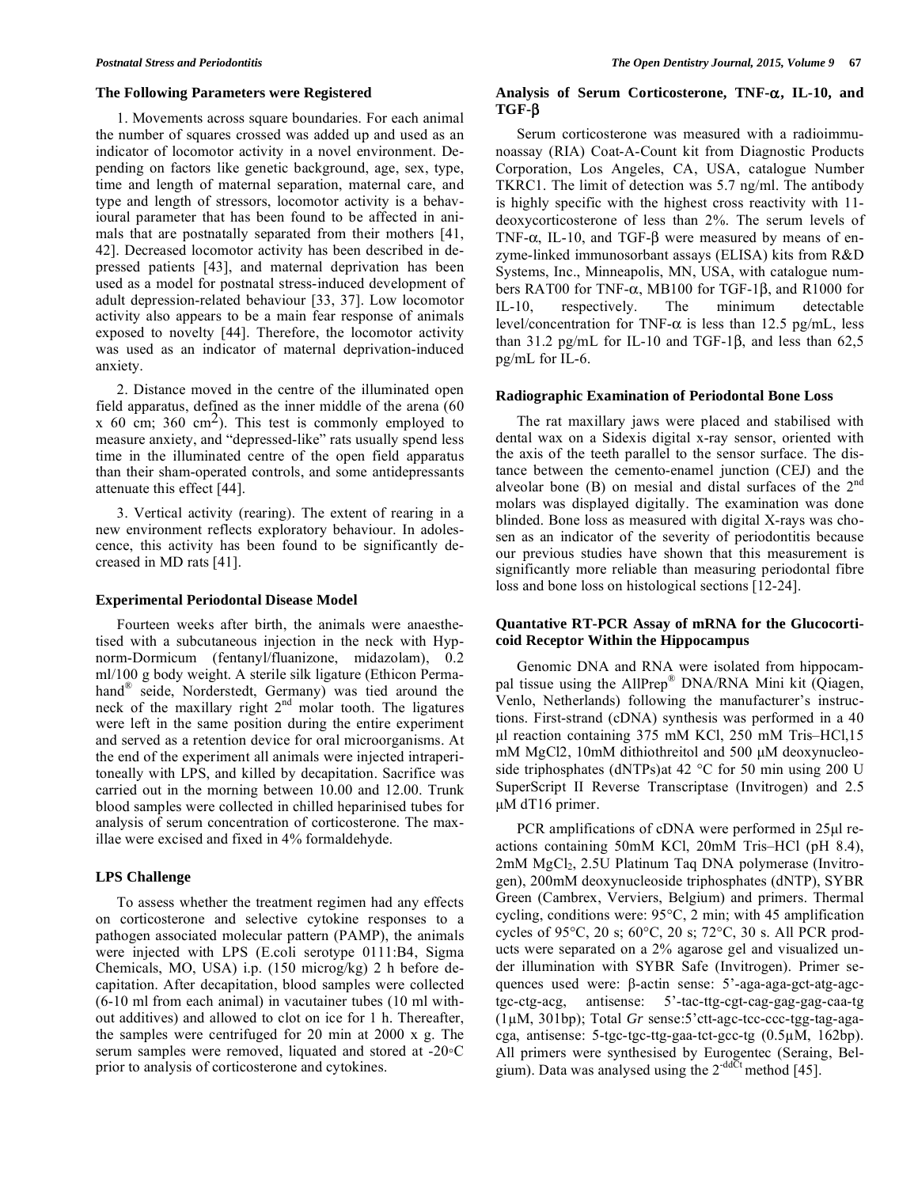### The Following Parameters were Registered

1. Movements across square boundaries. For each animal the number of squares crossed was added up and used as an indicator of locomotor activity in a novel environment. Depending on factors like genetic background, age, sex, type, time and length of maternal separation, maternal care, and type and length of stressors, locomotor activity is a behavioural parameter that has been found to be affected in animals that are postnatally separated from their mothers [41, 42]. Decreased locomotor activity has been described in depressed patients [43], and maternal deprivation has been used as a model for postnatal stress-induced development of adult depression-related behaviour [33, 37]. Low locomotor activity also appears to be a main fear response of animals exposed to novelty [44]. Therefore, the locomotor activity was used as an indicator of maternal deprivation-induced anxiety.

2. Distance moved in the centre of the illuminated open field apparatus, defined as the inner middle of the arena (60 x 60 cm; 360 $cm^2$). This test is commonly employed to measure anxiety, and "depressed-like" rats usually spend less time in the illuminated centre of the open field apparatus than their sham-operated controls, and some antidepressants attenuate this effect [44].

3. Vertical activity (rearing). The extent of rearing in a new environment reflects exploratory behaviour. In adolescence, this activity has been found to be significantly decreased in MD rats [41].

### Experimental Periodontal Disease Model

Fourteen weeks after birth, the animals were anaesthetised with a subcutaneous injection in the neck with Hypnorm-Dormicum (fentanyl/fluanizone, midazolam), 0.2 ml/100 g body weight. A sterile silk ligature (Ethicon Permahand® seide, Norderstedt, Germany) was tied around the neck of the maxillary right $2^{nd}$ molar tooth. The ligatures were left in the same position during the entire experiment and served as a retention device for oral microorganisms. At the end of the experiment all animals were injected intraperitoneally with LPS, and killed by decapitation. Sacrifice was carried out in the morning between 10.00 and 12.00. Trunk blood samples were collected in chilled heparinised tubes for analysis of serum concentration of corticosterone. The maxillae were excised and fixed in 4% formaldehyde.

### LPS Challenge

To assess whether the treatment regimen had any effects on corticosterone and selective cytokine responses to a pathogen associated molecular pattern (PAMP), the animals were injected with LPS (E.coli serotype 0111:B4, Sigma Chemicals, MO, USA) i.p. (150 microg/kg) 2 h before decapitation. After decapitation, blood samples were collected (6-10 ml from each animal) in vacutainer tubes (10 ml without additives) and allowed to clot on ice for 1 h. Thereafter, the samples were centrifuged for 20 min at 2000 x g. The serum samples were removed, liquated and stored at -20◦C prior to analysis of corticosterone and cytokines.

### Analysis of Serum Corticosterone, TNF-α, IL-10, and TGF-β

Serum corticosterone was measured with a radioimmunoassay (RIA) Coat-A-Count kit from Diagnostic Products Corporation, Los Angeles, CA, USA, catalogue Number TKRC1. The limit of detection was 5.7 ng/ml. The antibody is highly specific with the highest cross reactivity with 11-deoxycorticosterone of less than 2%. The serum levels of TNF-α, IL-10, and TGF-β were measured by means of enzyme-linked immunosorbant assays (ELISA) kits from R&D Systems, Inc., Minneapolis, MN, USA, with catalogue numbers RAT00 for TNF-α, MB100 for TGF-1β, and R1000 for IL-10, respectively. The minimum detectable level/concentration for TNF-α is less than 12.5 pg/mL, less than 31.2 pg/mL for IL-10 and TGF-1β, and less than 62,5 pg/mL for IL-6.

### Radiographic Examination of Periodontal Bone Loss

The rat maxillary jaws were placed and stabilised with dental wax on a Sidexis digital x-ray sensor, oriented with the axis of the teeth parallel to the sensor surface. The distance between the cemento-enamel junction (CEJ) and the alveolar bone (B) on mesial and distal surfaces of the $2^{nd}$ molars was displayed digitally. The examination was done blinded. Bone loss as measured with digital X-rays was chosen as an indicator of the severity of periodontitis because our previous studies have shown that this measurement is significantly more reliable than measuring periodontal fibre loss and bone loss on histological sections [12-24].

### Quantative RT-PCR Assay of mRNA for the Glucocorticoid Receptor Within the Hippocampus

Genomic DNA and RNA were isolated from hippocampal tissue using the AllPrep® DNA/RNA Mini kit (Qiagen, Venlo, Netherlands) following the manufacturer's instructions. First-strand (cDNA) synthesis was performed in a 40 μl reaction containing 375 mM KCl, 250 mM Tris–HCl,15 mM MgCl2, 10mM dithiothreitol and 500 μM deoxynucleoside triphosphates (dNTPs)at 42 °C for 50 min using 200 U SuperScript II Reverse Transcriptase (Invitrogen) and 2.5 μM dT16 primer.

PCR amplifications of cDNA were performed in 25μl reactions containing 50mM KCl, 20mM Tris–HCl (pH 8.4), 2mM $MgCl_2$, 2.5U Platinum Taq DNA polymerase (Invitrogen), 200mM deoxynucleoside triphosphates (dNTP), SYBR Green (Cambrex, Verviers, Belgium) and primers. Thermal cycling, conditions were: 95°C, 2 min; with 45 amplification cycles of 95°C, 20 s; 60°C, 20 s; 72°C, 30 s. All PCR products were separated on a 2% agarose gel and visualized under illumination with SYBR Safe (Invitrogen). Primer sequences used were: β-actin sense: 5'-aga-aga-gct-atg-agc-tgc-ctg-acg, antisense: 5'-tac-ttg-cgt-cag-gag-gag-caa-tg (1μM, 301bp); Total *Gr* sense:5'ctt-agc-tcc-ccc-tgg-tag-aga-cga, antisense: 5-tgc-tgc-ttg-gaa-tct-gcc-tg (0.5μM, 162bp). All primers were synthesised by Eurogentec (Seraing, Belgium). Data was analysed using the $2^{-ddCt}$ method [45].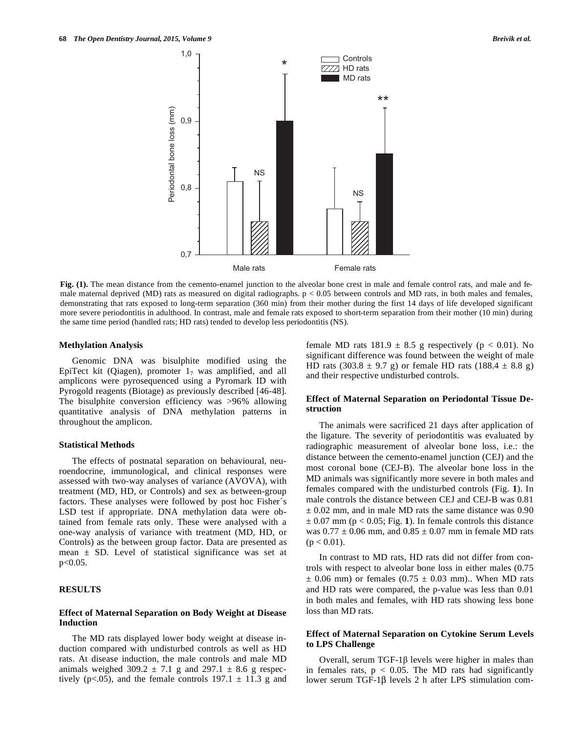Fig. (1). The mean distance from the cemento-enamel junction to the alveolar bone crest in male and female control rats, and male and female maternal deprived (MD) rats as measured on digital radiographs. $p < 0.05$ between controls and MD rats, in both males and females, demonstrating that rats exposed to long-term separation (360 min) from their mother during the first 14 days of life developed significant more severe periodontitis in adulthood. In contrast, male and female rats exposed to short-term separation from their mother (10 min) during the same time period (handled rats; HD rats) tended to develop less periodontitis (NS).

### Methylation Analysis

Genomic DNA was bisulphite modified using the EpiTect kit (Qiagen), promoter $1_7$ was amplified, and all amplicons were pyrosequenced using a Pyromark ID with Pyrogold reagents (Biotage) as previously described [46-48]. The bisulphite conversion efficiency was >96% allowing quantitative analysis of DNA methylation patterns in throughout the amplicon.

### Statistical Methods

The effects of postnatal separation on behavioural, neuroendocrine, immunological, and clinical responses were assessed with two-way analyses of variance (AVOVA), with treatment (MD, HD, or Controls) and sex as between-group factors. These analyses were followed by post hoc Fisher´s LSD test if appropriate. DNA methylation data were obtained from female rats only. These were analysed with a one-way analysis of variance with treatment (MD, HD, or Controls) as the between group factor. Data are presented as mean ± SD. Level of statistical significance was set at $p<0.05$.

## RESULTS

### Effect of Maternal Separation on Body Weight at Disease Induction

The MD rats displayed lower body weight at disease induction compared with undisturbed controls as well as HD rats. At disease induction, the male controls and male MD animals weighed 309.2 ± 7.1 g and 297.1 ± 8.6 g respectively ($p<.05$), and the female controls 197.1 ± 11.3 g and female MD rats 181.9 ± 8.5 g respectively ($p < 0.01$). No significant difference was found between the weight of male HD rats (303.8 ± 9.7 g) or female HD rats (188.4 ± 8.8 g) and their respective undisturbed controls.

### Effect of Maternal Separation on Periodontal Tissue Destruction

The animals were sacrificed 21 days after application of the ligature. The severity of periodontitis was evaluated by radiographic measurement of alveolar bone loss, i.e.: the distance between the cemento-enamel junction (CEJ) and the most coronal bone (CEJ-B). The alveolar bone loss in the MD animals was significantly more severe in both males and females compared with the undisturbed controls (Fig. **1**). In male controls the distance between CEJ and CEJ-B was 0.81 ± 0.02 mm, and in male MD rats the same distance was 0.90 ± 0.07 mm ($p < 0.05$; Fig. **1**). In female controls this distance was 0.77 ± 0.06 mm, and 0.85 ± 0.07 mm in female MD rats ($p < 0.01$).

In contrast to MD rats, HD rats did not differ from controls with respect to alveolar bone loss in either males (0.75 ± 0.06 mm) or females (0.75 ± 0.03 mm).. When MD rats and HD rats were compared, the p-value was less than 0.01 in both males and females, with HD rats showing less bone loss than MD rats.

### Effect of Maternal Separation on Cytokine Serum Levels to LPS Challenge

Overall, serum TGF-1β levels were higher in males than in females rats, $p < 0.05$. The MD rats had significantly lower serum TGF-1β levels 2 h after LPS stimulation com-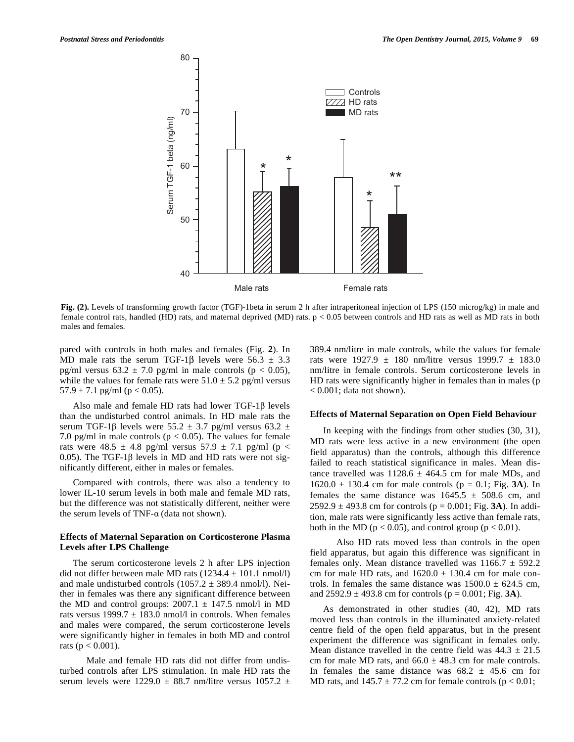Fig. (2). Levels of transforming growth factor (TGF)-1beta in serum 2 h after intraperitoneal injection of LPS (150 microg/kg) in male and female control rats, handled (HD) rats, and maternal deprived (MD) rats. $p < 0.05$ between controls and HD rats as well as MD rats in both males and females.

pared with controls in both males and females (Fig. **2**). In MD male rats the serum TGF-1β levels were $56.3 \pm 3.3$ pg/ml versus $63.2 \pm 7.0$ pg/ml in male controls ($p < 0.05$), while the values for female rats were $51.0 \pm 5.2$ pg/ml versus $57.9 \pm 7.1$ pg/ml ($p < 0.05$).

Also male and female HD rats had lower TGF-1β levels than the undisturbed control animals. In HD male rats the serum TGF-1β levels were $55.2 \pm 3.7$ pg/ml versus $63.2 \pm 7.0$ pg/ml in male controls ($p < 0.05$). The values for female rats were $48.5 \pm 4.8$ pg/ml versus $57.9 \pm 7.1$ pg/ml ($p < 0.05$). The TGF-1β levels in MD and HD rats were not significantly different, either in males or females.

Compared with controls, there was also a tendency to lower IL-10 serum levels in both male and female MD rats, but the difference was not statistically different, neither were the serum levels of TNF-α (data not shown).

### Effects of Maternal Separation on Corticosterone Plasma Levels after LPS Challenge

The serum corticosterone levels 2 h after LPS injection did not differ between male MD rats ($1234.4 \pm 101.1$ nmol/l) and male undisturbed controls ($1057.2 \pm 389.4$ nmol/l). Neither in females was there any significant difference between the MD and control groups: $2007.1 \pm 147.5$ nmol/l in MD rats versus $1999.7 \pm 183.0$ nmol/l in controls. When females and males were compared, the serum corticosterone levels were significantly higher in females in both MD and control rats ($p < 0.001$).

Male and female HD rats did not differ from undisturbed controls after LPS stimulation. In male HD rats the serum levels were $1229.0 \pm 88.7$ nm/litre versus $1057.2 \pm 389.4$ nm/litre in male controls, while the values for female rats were $1927.9 \pm 180$ nm/litre versus $1999.7 \pm 183.0$ nm/litre in female controls. Serum corticosterone levels in HD rats were significantly higher in females than in males ($p < 0.001$; data not shown).

### Effects of Maternal Separation on Open Field Behaviour

In keeping with the findings from other studies (30, 31), MD rats were less active in a new environment (the open field apparatus) than the controls, although this difference failed to reach statistical significance in males. Mean distance travelled was $1128.6 \pm 464.5$ cm for male MDs, and $1620.0 \pm 130.4$ cm for male controls ($p = 0.1$; Fig. **3A**). In females the same distance was $1645.5 \pm 508.6$ cm, and $2592.9 \pm 493.8$ cm for controls ($p = 0.001$; Fig. **3A**). In addition, male rats were significantly less active than female rats, both in the MD ($p < 0.05$), and control group ($p < 0.01$).

Also HD rats moved less than controls in the open field apparatus, but again this difference was significant in females only. Mean distance travelled was $1166.7 \pm 592.2$ cm for male HD rats, and $1620.0 \pm 130.4$ cm for male controls. In females the same distance was $1500.0 \pm 624.5$ cm, and $2592.9 \pm 493.8$ cm for controls ($p = 0.001$; Fig. **3A**).

As demonstrated in other studies (40, 42), MD rats moved less than controls in the illuminated anxiety-related centre field of the open field apparatus, but in the present experiment the difference was significant in females only. Mean distance travelled in the centre field was $44.3 \pm 21.5$ cm for male MD rats, and $66.0 \pm 48.3$ cm for male controls. In females the same distance was $68.2 \pm 45.6$ cm for MD rats, and $145.7 \pm 77.2$ cm for female controls ($p < 0.01$;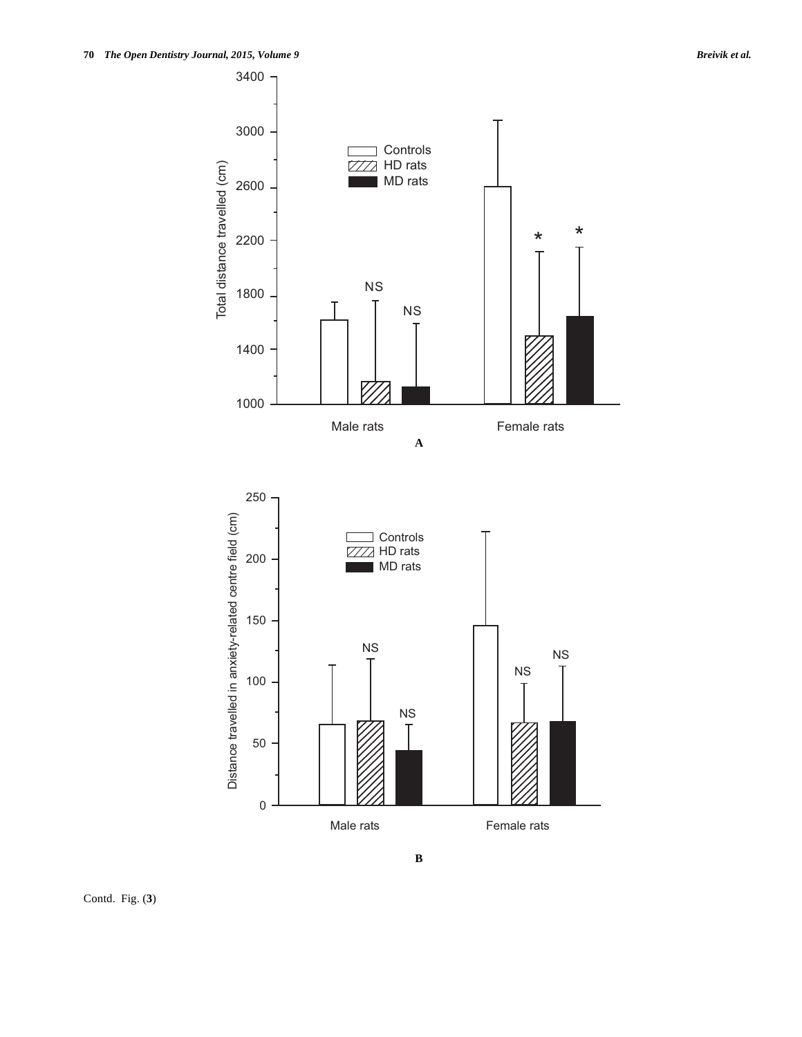Contd. Fig. (**3**)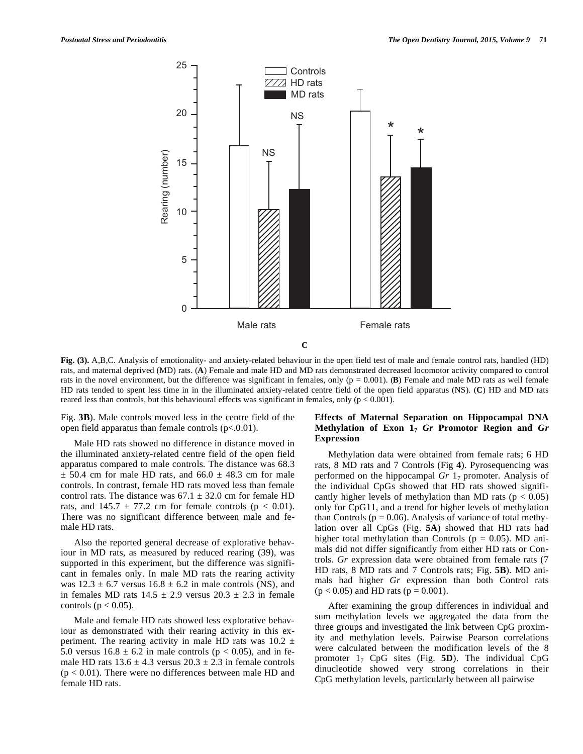C

**Fig. (3).** A,B,C. Analysis of emotionality- and anxiety-related behaviour in the open field test of male and female control rats, handled (HD) rats, and maternal deprived (MD) rats. (**A**) Female and male HD and MD rats demonstrated decreased locomotor activity compared to control rats in the novel environment, but the difference was significant in females, only ($p = 0.001$). (**B**) Female and male MD rats as well female HD rats tended to spent less time in in the illuminated anxiety-related centre field of the open field apparatus (NS). (**C**) HD and MD rats reared less than controls, but this behavioural effects was significant in females, only ($p < 0.001$).

Fig. **3B**). Male controls moved less in the centre field of the open field apparatus than female controls ($p<.0.01$).

Male HD rats showed no difference in distance moved in the illuminated anxiety-related centre field of the open field apparatus compared to male controls. The distance was 68.3 $\pm$ 50.4 cm for male HD rats, and 66.0 $\pm$ 48.3 cm for male controls. In contrast, female HD rats moved less than female control rats. The distance was 67.1 $\pm$ 32.0 cm for female HD rats, and 145.7 $\pm$ 77.2 cm for female controls ($p < 0.01$). There was no significant difference between male and female HD rats.

Also the reported general decrease of explorative behaviour in MD rats, as measured by reduced rearing (39), was supported in this experiment, but the difference was significant in females only. In male MD rats the rearing activity was 12.3 $\pm$ 6.7 versus 16.8 $\pm$ 6.2 in male controls (NS), and in females MD rats 14.5 $\pm$ 2.9 versus 20.3 $\pm$ 2.3 in female controls ($p < 0.05$).

Male and female HD rats showed less explorative behaviour as demonstrated with their rearing activity in this experiment. The rearing activity in male HD rats was 10.2 $\pm$ 5.0 versus 16.8 $\pm$ 6.2 in male controls ($p < 0.05$), and in female HD rats 13.6 $\pm$ 4.3 versus 20.3 $\pm$ 2.3 in female controls ($p < 0.01$). There were no differences between male HD and female HD rats.

## Effects of Maternal Separation on Hippocampal DNA Methylation of Exon $1_7$ *Gr* Promotor Region and *Gr* Expression

Methylation data were obtained from female rats; 6 HD rats, 8 MD rats and 7 Controls (Fig **4**). Pyrosequencing was performed on the hippocampal *Gr* $1_7$ promoter. Analysis of the individual CpGs showed that HD rats showed significantly higher levels of methylation than MD rats ($p < 0.05$) only for CpG11, and a trend for higher levels of methylation than Controls ($p = 0.06$). Analysis of variance of total methylation over all CpGs (Fig. **5A**) showed that HD rats had higher total methylation than Controls ($p = 0.05$). MD animals did not differ significantly from either HD rats or Controls. *Gr* expression data were obtained from female rats (7 HD rats, 8 MD rats and 7 Controls rats; Fig. **5B**). MD animals had higher *Gr* expression than both Control rats ($p < 0.05$) and HD rats ($p = 0.001$).

After examining the group differences in individual and sum methylation levels we aggregated the data from the three groups and investigated the link between CpG proximity and methylation levels. Pairwise Pearson correlations were calculated between the modification levels of the 8 promoter $1_7$ CpG sites (Fig. **5D**). The individual CpG dinucleotide showed very strong correlations in their CpG methylation levels, particularly between all pairwise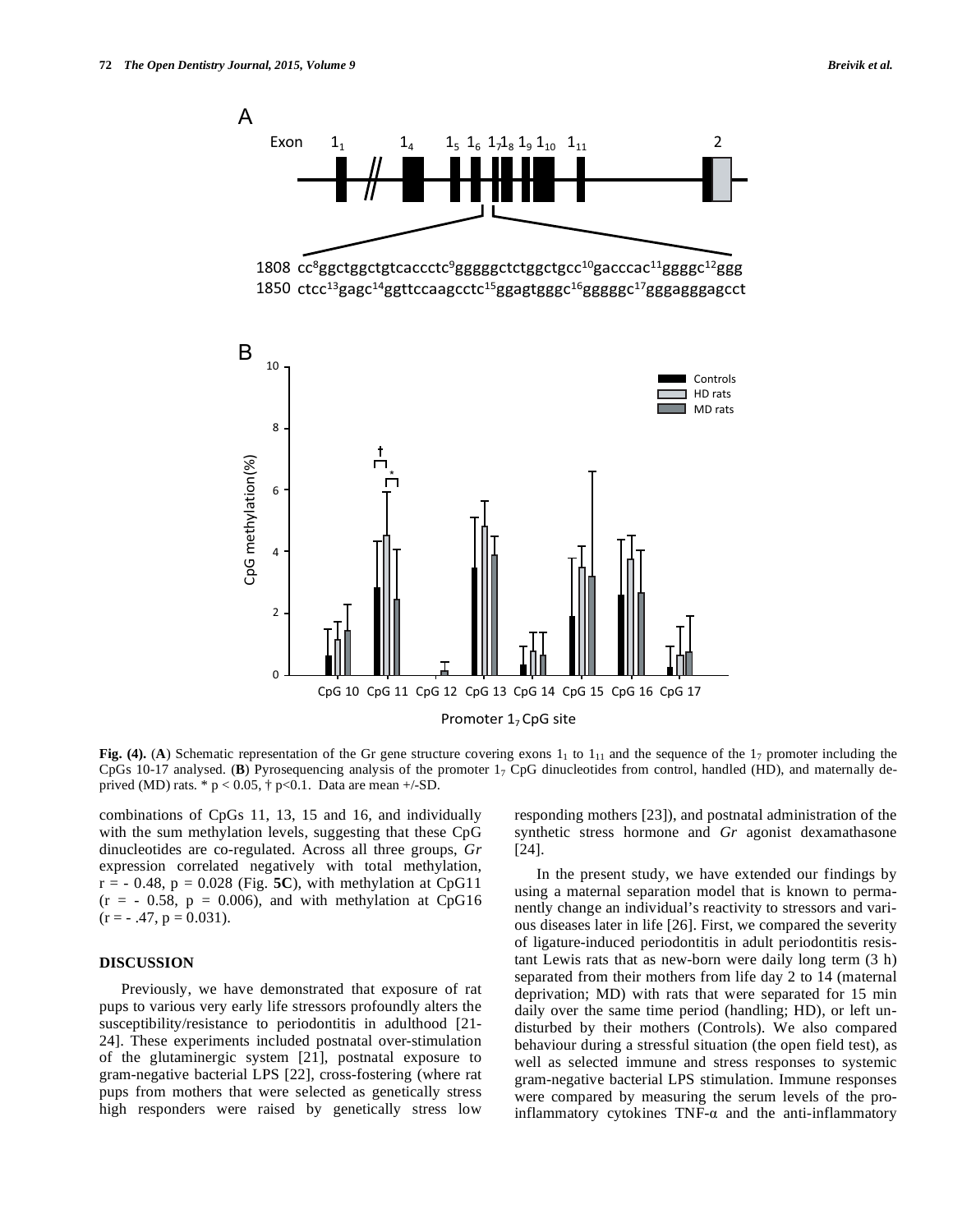**Fig. (4).** (**A**) Schematic representation of the Gr gene structure covering exons $1_1$ to $1_{11}$ and the sequence of the $1_7$ promoter including the CpGs 10-17 analysed. (**B**) Pyrosequencing analysis of the promoter $1_7$ CpG dinucleotides from control, handled (HD), and maternally deprived (MD) rats. * $p < 0.05$, † $p<0.1$. Data are mean +/-SD.

combinations of CpGs 11, 13, 15 and 16, and individually with the sum methylation levels, suggesting that these CpG dinucleotides are co-regulated. Across all three groups, *Gr* expression correlated negatively with total methylation, $r = -0.48$, $p = 0.028$ (Fig. **5C**), with methylation at CpG11 ($r = -0.58$, $p = 0.006$), and with methylation at CpG16 ($r = -.47$, $p = 0.031$).

## DISCUSSION

Previously, we have demonstrated that exposure of rat pups to various very early life stressors profoundly alters the susceptibility/resistance to periodontitis in adulthood [21-24]. These experiments included postnatal over-stimulation of the glutaminergic system [21], postnatal exposure to gram-negative bacterial LPS [22], cross-fostering (where rat pups from mothers that were selected as genetically stress high responders were raised by genetically stress low responding mothers [23]), and postnatal administration of the synthetic stress hormone and *Gr* agonist dexamathasone [24].

In the present study, we have extended our findings by using a maternal separation model that is known to permanently change an individual's reactivity to stressors and various diseases later in life [26]. First, we compared the severity of ligature-induced periodontitis in adult periodontitis resistant Lewis rats that as new-born were daily long term (3 h) separated from their mothers from life day 2 to 14 (maternal deprivation; MD) with rats that were separated for 15 min daily over the same time period (handling; HD), or left undisturbed by their mothers (Controls). We also compared behaviour during a stressful situation (the open field test), as well as selected immune and stress responses to systemic gram-negative bacterial LPS stimulation. Immune responses were compared by measuring the serum levels of the pro-inflammatory cytokines TNF-α and the anti-inflammatory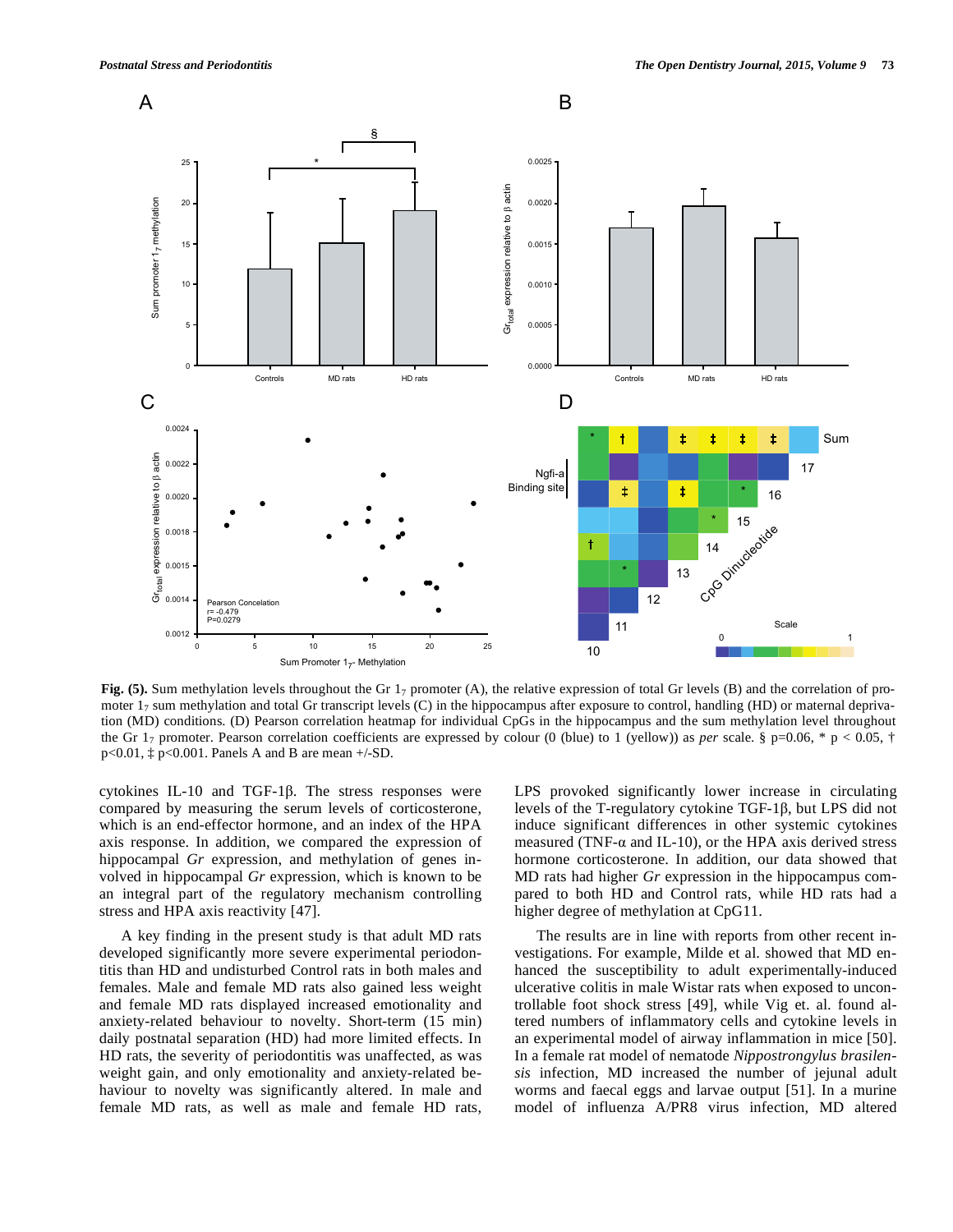**Fig. (5).** Sum methylation levels throughout the Gr $1_7$ promoter (A), the relative expression of total Gr levels (B) and the correlation of promoter $1_7$ sum methylation and total Gr transcript levels (C) in the hippocampus after exposure to control, handling (HD) or maternal deprivation (MD) conditions. (D) Pearson correlation heatmap for individual CpGs in the hippocampus and the sum methylation level throughout the Gr $1_7$ promoter. Pearson correlation coefficients are expressed by colour (0 (blue) to 1 (yellow)) as *per* scale. § p=0.06, * p < 0.05, † p<0.01, ‡ p<0.001. Panels A and B are mean +/-SD.

cytokines IL-10 and TGF-1β. The stress responses were compared by measuring the serum levels of corticosterone, which is an end-effector hormone, and an index of the HPA axis response. In addition, we compared the expression of hippocampal *Gr* expression, and methylation of genes involved in hippocampal *Gr* expression, which is known to be an integral part of the regulatory mechanism controlling stress and HPA axis reactivity [47].

A key finding in the present study is that adult MD rats developed significantly more severe experimental periodontitis than HD and undisturbed Control rats in both males and females. Male and female MD rats also gained less weight and female MD rats displayed increased emotionality and anxiety-related behaviour to novelty. Short-term (15 min) daily postnatal separation (HD) had more limited effects. In HD rats, the severity of periodontitis was unaffected, as was weight gain, and only emotionality and anxiety-related behaviour to novelty was significantly altered. In male and female MD rats, as well as male and female HD rats, LPS provoked significantly lower increase in circulating levels of the T-regulatory cytokine TGF-1β, but LPS did not induce significant differences in other systemic cytokines measured (TNF-α and IL-10), or the HPA axis derived stress hormone corticosterone. In addition, our data showed that MD rats had higher *Gr* expression in the hippocampus compared to both HD and Control rats, while HD rats had a higher degree of methylation at CpG11.

The results are in line with reports from other recent investigations. For example, Milde et al. showed that MD enhanced the susceptibility to adult experimentally-induced ulcerative colitis in male Wistar rats when exposed to uncontrollable foot shock stress [49], while Vig et. al. found altered numbers of inflammatory cells and cytokine levels in an experimental model of airway inflammation in mice [50]. In a female rat model of nematode *Nippostrongylus brasilensis* infection, MD increased the number of jejunal adult worms and faecal eggs and larvae output [51]. In a murine model of influenza A/PR8 virus infection, MD altered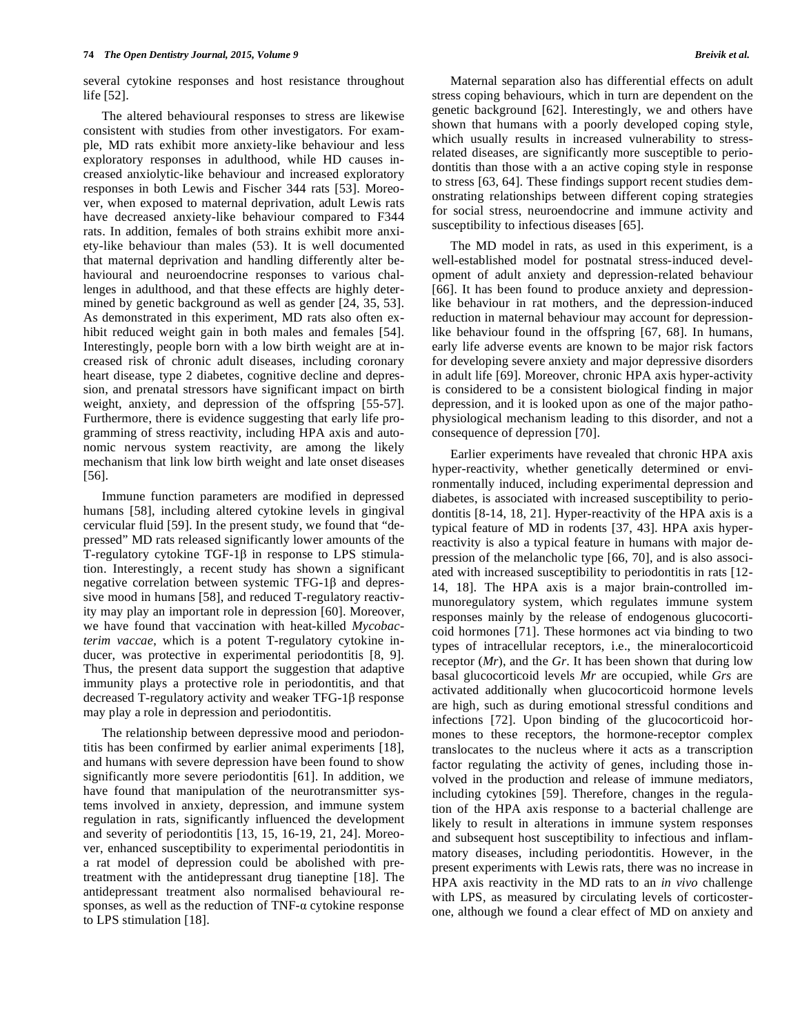several cytokine responses and host resistance throughout life [52].

The altered behavioural responses to stress are likewise consistent with studies from other investigators. For example, MD rats exhibit more anxiety-like behaviour and less exploratory responses in adulthood, while HD causes increased anxiolytic-like behaviour and increased exploratory responses in both Lewis and Fischer 344 rats [53]. Moreover, when exposed to maternal deprivation, adult Lewis rats have decreased anxiety-like behaviour compared to F344 rats. In addition, females of both strains exhibit more anxiety-like behaviour than males (53). It is well documented that maternal deprivation and handling differently alter behavioural and neuroendocrine responses to various challenges in adulthood, and that these effects are highly determined by genetic background as well as gender [24, 35, 53]. As demonstrated in this experiment, MD rats also often exhibit reduced weight gain in both males and females [54]. Interestingly, people born with a low birth weight are at increased risk of chronic adult diseases, including coronary heart disease, type 2 diabetes, cognitive decline and depression, and prenatal stressors have significant impact on birth weight, anxiety, and depression of the offspring [55-57]. Furthermore, there is evidence suggesting that early life programming of stress reactivity, including HPA axis and autonomic nervous system reactivity, are among the likely mechanism that link low birth weight and late onset diseases [56].

Immune function parameters are modified in depressed humans [58], including altered cytokine levels in gingival cervicular fluid [59]. In the present study, we found that "depressed" MD rats released significantly lower amounts of the T-regulatory cytokine TGF-1β in response to LPS stimulation. Interestingly, a recent study has shown a significant negative correlation between systemic TFG-1β and depressive mood in humans [58], and reduced T-regulatory reactivity may play an important role in depression [60]. Moreover, we have found that vaccination with heat-killed *Mycobacterim vaccae*, which is a potent T-regulatory cytokine inducer, was protective in experimental periodontitis [8, 9]. Thus, the present data support the suggestion that adaptive immunity plays a protective role in periodontitis, and that decreased T-regulatory activity and weaker TFG-1β response may play a role in depression and periodontitis.

The relationship between depressive mood and periodontitis has been confirmed by earlier animal experiments [18], and humans with severe depression have been found to show significantly more severe periodontitis [61]. In addition, we have found that manipulation of the neurotransmitter systems involved in anxiety, depression, and immune system regulation in rats, significantly influenced the development and severity of periodontitis [13, 15, 16-19, 21, 24]. Moreover, enhanced susceptibility to experimental periodontitis in a rat model of depression could be abolished with pretreatment with the antidepressant drug tianeptine [18]. The antidepressant treatment also normalised behavioural responses, as well as the reduction of TNF-α cytokine response to LPS stimulation [18].

Maternal separation also has differential effects on adult stress coping behaviours, which in turn are dependent on the genetic background [62]. Interestingly, we and others have shown that humans with a poorly developed coping style, which usually results in increased vulnerability to stress-related diseases, are significantly more susceptible to periodontitis than those with a an active coping style in response to stress [63, 64]. These findings support recent studies demonstrating relationships between different coping strategies for social stress, neuroendocrine and immune activity and susceptibility to infectious diseases [65].

The MD model in rats, as used in this experiment, is a well-established model for postnatal stress-induced development of adult anxiety and depression-related behaviour [66]. It has been found to produce anxiety and depression-like behaviour in rat mothers, and the depression-induced reduction in maternal behaviour may account for depression-like behaviour found in the offspring [67, 68]. In humans, early life adverse events are known to be major risk factors for developing severe anxiety and major depressive disorders in adult life [69]. Moreover, chronic HPA axis hyper-activity is considered to be a consistent biological finding in major depression, and it is looked upon as one of the major pathophysiological mechanism leading to this disorder, and not a consequence of depression [70].

Earlier experiments have revealed that chronic HPA axis hyper-reactivity, whether genetically determined or environmentally induced, including experimental depression and diabetes, is associated with increased susceptibility to periodontitis [8-14, 18, 21]. Hyper-reactivity of the HPA axis is a typical feature of MD in rodents [37, 43]. HPA axis hyper-reactivity is also a typical feature in humans with major depression of the melancholic type [66, 70], and is also associated with increased susceptibility to periodontitis in rats [12-14, 18]. The HPA axis is a major brain-controlled immunoregulatory system, which regulates immune system responses mainly by the release of endogenous glucocorticoid hormones [71]. These hormones act via binding to two types of intracellular receptors, i.e., the mineralocorticoid receptor (*Mr*), and the *Gr*. It has been shown that during low basal glucocorticoid levels *Mr* are occupied, while *Grs* are activated additionally when glucocorticoid hormone levels are high, such as during emotional stressful conditions and infections [72]. Upon binding of the glucocorticoid hormones to these receptors, the hormone-receptor complex translocates to the nucleus where it acts as a transcription factor regulating the activity of genes, including those involved in the production and release of immune mediators, including cytokines [59]. Therefore, changes in the regulation of the HPA axis response to a bacterial challenge are likely to result in alterations in immune system responses and subsequent host susceptibility to infectious and inflammatory diseases, including periodontitis. However, in the present experiments with Lewis rats, there was no increase in HPA axis reactivity in the MD rats to an *in vivo* challenge with LPS, as measured by circulating levels of corticosterone, although we found a clear effect of MD on anxiety and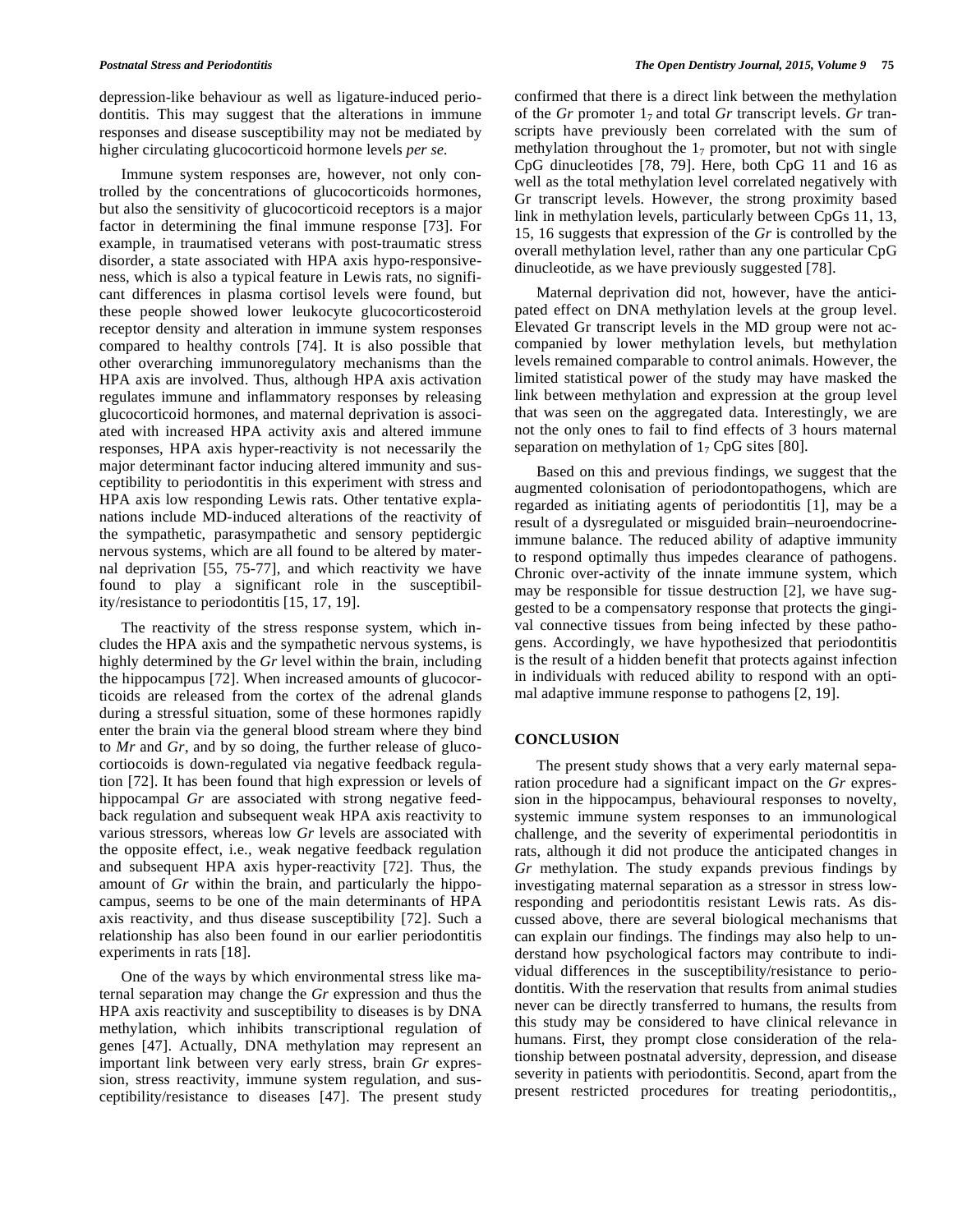depression-like behaviour as well as ligature-induced periodontitis. This may suggest that the alterations in immune responses and disease susceptibility may not be mediated by higher circulating glucocorticoid hormone levels *per se*.

Immune system responses are, however, not only controlled by the concentrations of glucocorticoids hormones, but also the sensitivity of glucocorticoid receptors is a major factor in determining the final immune response [73]. For example, in traumatised veterans with post-traumatic stress disorder, a state associated with HPA axis hypo-responsiveness, which is also a typical feature in Lewis rats, no significant differences in plasma cortisol levels were found, but these people showed lower leukocyte glucocorticosteroid receptor density and alteration in immune system responses compared to healthy controls [74]. It is also possible that other overarching immunoregulatory mechanisms than the HPA axis are involved. Thus, although HPA axis activation regulates immune and inflammatory responses by releasing glucocorticoid hormones, and maternal deprivation is associated with increased HPA activity axis and altered immune responses, HPA axis hyper-reactivity is not necessarily the major determinant factor inducing altered immunity and susceptibility to periodontitis in this experiment with stress and HPA axis low responding Lewis rats. Other tentative explanations include MD-induced alterations of the reactivity of the sympathetic, parasympathetic and sensory peptidergic nervous systems, which are all found to be altered by maternal deprivation [55, 75-77], and which reactivity we have found to play a significant role in the susceptibility/resistance to periodontitis [15, 17, 19].

The reactivity of the stress response system, which includes the HPA axis and the sympathetic nervous systems, is highly determined by the *Gr* level within the brain, including the hippocampus [72]. When increased amounts of glucocorticoids are released from the cortex of the adrenal glands during a stressful situation, some of these hormones rapidly enter the brain via the general blood stream where they bind to *Mr* and *Gr*, and by so doing, the further release of glucocortiocoids is down-regulated via negative feedback regulation [72]. It has been found that high expression or levels of hippocampal *Gr* are associated with strong negative feedback regulation and subsequent weak HPA axis reactivity to various stressors, whereas low *Gr* levels are associated with the opposite effect, i.e., weak negative feedback regulation and subsequent HPA axis hyper-reactivity [72]. Thus, the amount of *Gr* within the brain, and particularly the hippocampus, seems to be one of the main determinants of HPA axis reactivity, and thus disease susceptibility [72]. Such a relationship has also been found in our earlier periodontitis experiments in rats [18].

One of the ways by which environmental stress like maternal separation may change the *Gr* expression and thus the HPA axis reactivity and susceptibility to diseases is by DNA methylation, which inhibits transcriptional regulation of genes [47]. Actually, DNA methylation may represent an important link between very early stress, brain *Gr* expression, stress reactivity, immune system regulation, and susceptibility/resistance to diseases [47]. The present study confirmed that there is a direct link between the methylation of the *Gr* promoter $1_7$ and total *Gr* transcript levels. *Gr* transcripts have previously been correlated with the sum of methylation throughout the $1_7$ promoter, but not with single CpG dinucleotides [78, 79]. Here, both CpG 11 and 16 as well as the total methylation level correlated negatively with Gr transcript levels. However, the strong proximity based link in methylation levels, particularly between CpGs 11, 13, 15, 16 suggests that expression of the *Gr* is controlled by the overall methylation level, rather than any one particular CpG dinucleotide, as we have previously suggested [78].

Maternal deprivation did not, however, have the anticipated effect on DNA methylation levels at the group level. Elevated Gr transcript levels in the MD group were not accompanied by lower methylation levels, but methylation levels remained comparable to control animals. However, the limited statistical power of the study may have masked the link between methylation and expression at the group level that was seen on the aggregated data. Interestingly, we are not the only ones to fail to find effects of 3 hours maternal separation on methylation of $1_7$ CpG sites [80].

Based on this and previous findings, we suggest that the augmented colonisation of periodontopathogens, which are regarded as initiating agents of periodontitis [1], may be a result of a dysregulated or misguided brain–neuroendocrine-immune balance. The reduced ability of adaptive immunity to respond optimally thus impedes clearance of pathogens. Chronic over-activity of the innate immune system, which may be responsible for tissue destruction [2], we have suggested to be a compensatory response that protects the gingival connective tissues from being infected by these pathogens. Accordingly, we have hypothesized that periodontitis is the result of a hidden benefit that protects against infection in individuals with reduced ability to respond with an optimal adaptive immune response to pathogens [2, 19].

## CONCLUSION

The present study shows that a very early maternal separation procedure had a significant impact on the *Gr* expression in the hippocampus, behavioural responses to novelty, systemic immune system responses to an immunological challenge, and the severity of experimental periodontitis in rats, although it did not produce the anticipated changes in *Gr* methylation. The study expands previous findings by investigating maternal separation as a stressor in stress low-responding and periodontitis resistant Lewis rats. As discussed above, there are several biological mechanisms that can explain our findings. The findings may also help to understand how psychological factors may contribute to individual differences in the susceptibility/resistance to periodontitis. With the reservation that results from animal studies never can be directly transferred to humans, the results from this study may be considered to have clinical relevance in humans. First, they prompt close consideration of the relationship between postnatal adversity, depression, and disease severity in patients with periodontitis. Second, apart from the present restricted procedures for treating periodontitis,,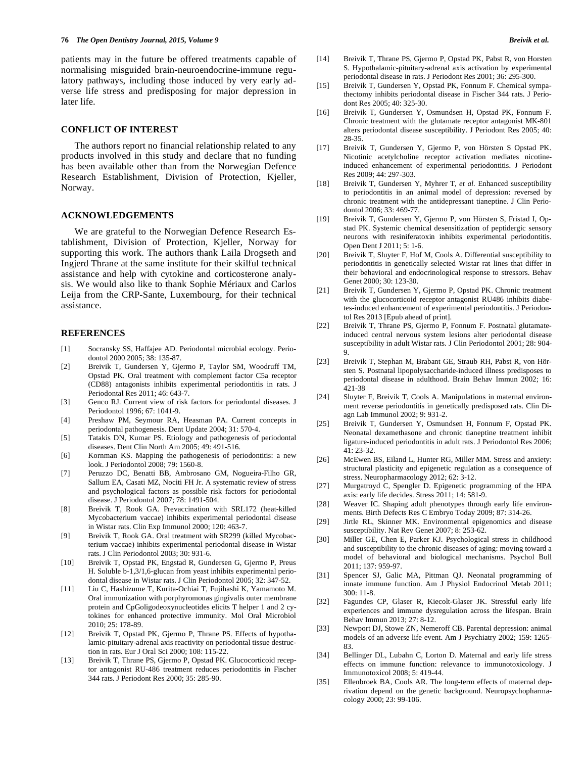patients may in the future be offered treatments capable of normalising misguided brain-neuroendocrine-immune regulatory pathways, including those induced by very early adverse life stress and predisposing for major depression in later life.

## CONFLICT OF INTEREST

The authors report no financial relationship related to any products involved in this study and declare that no funding has been available other than from the Norwegian Defence Research Establishment, Division of Protection, Kjeller, Norway.

## ACKNOWLEDGEMENTS

We are grateful to the Norwegian Defence Research Establishment, Division of Protection, Kjeller, Norway for supporting this work. The authors thank Laila Drogseth and Ingjerd Thrane at the same institute for their skilful technical assistance and help with cytokine and corticosterone analysis. We would also like to thank Sophie Mériaux and Carlos Leija from the CRP-Sante, Luxembourg, for their technical assistance.

## REFERENCES

[1] Socransky SS, Haffajee AD. Periodontal microbial ecology. Periodontol 2000 2005; 38: 135-87.

[2] Breivik T, Gundersen Y, Gjermo P, Taylor SM, Woodruff TM, Opstad PK. Oral treatment with complement factor C5a receptor (CD88) antagonists inhibits experimental periodontitis in rats. J Periodontal Res 2011; 46: 643-7.

[3] Genco RJ. Current view of risk factors for periodontal diseases. J Periodontol 1996; 67: 1041-9.

[4] Preshaw PM, Seymour RA, Heasman PA. Current concepts in periodontal pathogenesis. Dent Update 2004; 31: 570-4.

[5] Tatakis DN, Kumar PS. Etiology and pathogenesis of periodontal diseases. Dent Clin North Am 2005; 49: 491-516.

[6] Kornman KS. Mapping the pathogenesis of periodontitis: a new look. J Periodontol 2008; 79: 1560-8.

[7] Peruzzo DC, Benatti BB, Ambrosano GM, Nogueira-Filho GR, Sallum EA, Casati MZ, Nociti FH Jr. A systematic review of stress and psychological factors as possible risk factors for periodontal disease. J Periodontol 2007; 78: 1491-504.

[8] Breivik T, Rook GA. Prevaccination with SRL172 (heat-killed Mycobacterium vaccae) inhibits experimental periodontal disease in Wistar rats. Clin Exp Immunol 2000; 120: 463-7.

[9] Breivik T, Rook GA. Oral treatment with SR299 (killed Mycobacterium vaccae) inhibits experimental periodontal disease in Wistar rats. J Clin Periodontol 2003; 30: 931-6.

[10] Breivik T, Opstad PK, Engstad R, Gundersen G, Gjermo P, Preus H. Soluble b-1,3/1,6-glucan from yeast inhibits experimental periodontal disease in Wistar rats. J Clin Periodontol 2005; 32: 347-52.

[11] Liu C, Hashizume T, Kurita-Ochiai T, Fujihashi K, Yamamoto M. Oral immunization with porphyromonas gingivalis outer membrane protein and CpGoligodeoxynucleotides elicits T helper 1 and 2 cytokines for enhanced protective immunity. Mol Oral Microbiol 2010; 25: 178-89.

[12] Breivik T, Opstad PK, Gjermo P, Thrane PS. Effects of hypothalamic-pituitary-adrenal axis reactivity on periodontal tissue destruction in rats. Eur J Oral Sci 2000; 108: 115-22.

[13] Breivik T, Thrane PS, Gjermo P, Opstad PK. Glucocorticoid receptor antagonist RU-486 treatment reduces periodontitis in Fischer 344 rats. J Periodont Res 2000; 35: 285-90.

[14] Breivik T, Thrane PS, Gjermo P, Opstad PK, Pabst R, von Horsten S. Hypothalamic-pituitary-adrenal axis activation by experimental periodontal disease in rats. J Periodont Res 2001; 36: 295-300.

[15] Breivik T, Gundersen Y, Opstad PK, Fonnum F. Chemical sympathectomy inhibits periodontal disease in Fischer 344 rats. J Periodont Res 2005; 40: 325-30.

[16] Breivik T, Gundersen Y, Osmundsen H, Opstad PK, Fonnum F. Chronic treatment with the glutamate receptor antagonist MK-801 alters periodontal disease susceptibility. J Periodont Res 2005; 40: 28-35.

[17] Breivik T, Gundersen Y, Gjermo P, von Hörsten S Opstad PK. Nicotinic acetylcholine receptor activation mediates nicotine-induced enhancement of experimental periodontitis. J Periodont Res 2009; 44: 297-303.

[18] Breivik T, Gundersen Y, Myhrer T, *et al.* Enhanced susceptibility to periodontitis in an animal model of depression: reversed by chronic treatment with the antidepressant tianeptine. J Clin Periodontol 2006; 33: 469-77.

[19] Breivik T, Gundersen Y, Gjermo P, von Hörsten S, Fristad I, Opstad PK. Systemic chemical desensitization of peptidergic sensory neurons with resiniferatoxin inhibits experimental periodontitis. Open Dent J 2011; 5: 1-6.

[20] Breivik T, Sluyter F, Hof M, Cools A. Differential susceptibility to periodontitis in genetically selected Wistar rat lines that differ in their behavioral and endocrinological response to stressors. Behav Genet 2000; 30: 123-30.

[21] Breivik T, Gundersen Y, Gjermo P, Opstad PK. Chronic treatment with the glucocorticoid receptor antagonist RU486 inhibits diabetes-induced enhancement of experimental periodontitis. J Periodontol Res 2013 [Epub ahead of print].

[22] Breivik T, Thrane PS, Gjermo P, Fonnum F. Postnatal glutamate-induced central nervous system lesions alter periodontal disease susceptibility in adult Wistar rats. J Clin Periodontol 2001; 28: 904-9.

[23] Breivik T, Stephan M, Brabant GE, Straub RH, Pabst R, von Hörsten S. Postnatal lipopolysaccharide-induced illness predisposes to periodontal disease in adulthood. Brain Behav Immun 2002; 16: 421-38

[24] Sluyter F, Breivik T, Cools A. Manipulations in maternal environment reverse periodontitis in genetically predisposed rats. Clin Diagn Lab Immunol 2002; 9: 931-2.

[25] Breivik T, Gundersen Y, Osmundsen H, Fonnum F, Opstad PK. Neonatal dexamethasone and chronic tianeptine treatment inhibit ligature-induced periodontitis in adult rats. J Periodontol Res 2006; 41: 23-32.

[26] McEwen BS, Eiland L, Hunter RG, Miller MM. Stress and anxiety: structural plasticity and epigenetic regulation as a consequence of stress. Neuropharmacology 2012; 62: 3-12.

[27] Murgatroyd C, Spengler D. Epigenetic programming of the HPA axis: early life decides. Stress 2011; 14: 581-9.

[28] Weaver IC. Shaping adult phenotypes through early life environments. Birth Defects Res C Embryo Today 2009; 87: 314-26.

[29] Jirtle RL, Skinner MK. Environmental epigenomics and disease susceptibility. Nat Rev Genet 2007; 8: 253-62.

[30] Miller GE, Chen E, Parker KJ. Psychological stress in childhood and susceptibility to the chronic diseases of aging: moving toward a model of behavioral and biological mechanisms. Psychol Bull 2011; 137: 959-97.

[31] Spencer SJ, Galic MA, Pittman QJ. Neonatal programming of innate immune function. Am J Physiol Endocrinol Metab 2011; 300: 11-8.

[32] Fagundes CP, Glaser R, Kiecolt-Glaser JK. Stressful early life experiences and immune dysregulation across the lifespan. Brain Behav Immun 2013; 27: 8-12.

[33] Newport DJ, Stowe ZN, Nemeroff CB. Parental depression: animal models of an adverse life event. Am J Psychiatry 2002; 159: 1265-83.

[34] Bellinger DL, Lubahn C, Lorton D. Maternal and early life stress effects on immune function: relevance to immunotoxicology. J Immunotoxicol 2008; 5: 419-44.

[35] Ellenbroek BA, Cools AR. The long-term effects of maternal deprivation depend on the genetic background. Neuropsychopharmacology 2000; 23: 99-106.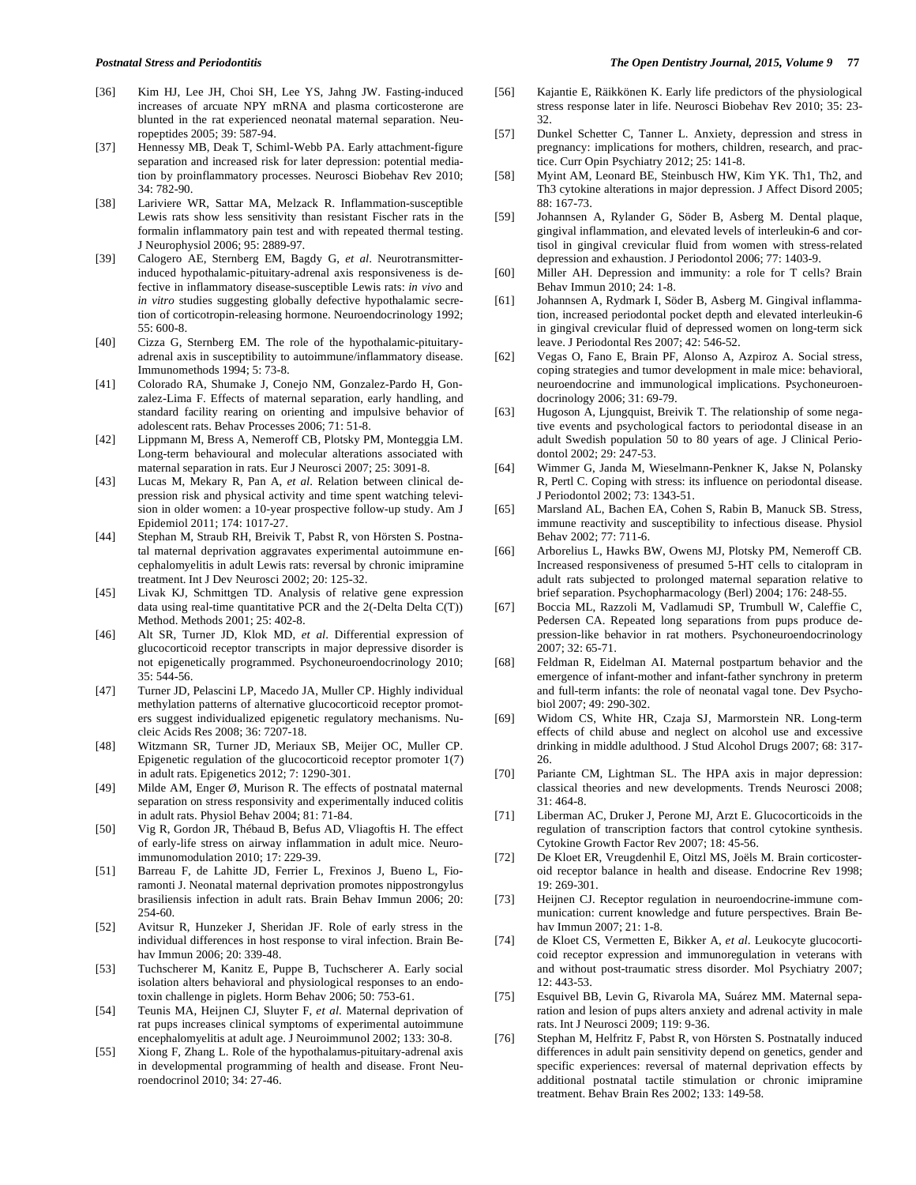[36] Kim HJ, Lee JH, Choi SH, Lee YS, Jahng JW. Fasting-induced increases of arcuate NPY mRNA and plasma corticosterone are blunted in the rat experienced neonatal maternal separation. Neuropeptides 2005; 39: 587-94.

[37] Hennessy MB, Deak T, Schiml-Webb PA. Early attachment-figure separation and increased risk for later depression: potential mediation by proinflammatory processes. Neurosci Biobehav Rev 2010; 34: 782-90.

[38] Lariviere WR, Sattar MA, Melzack R. Inflammation-susceptible Lewis rats show less sensitivity than resistant Fischer rats in the formalin inflammatory pain test and with repeated thermal testing. J Neurophysiol 2006; 95: 2889-97.

[39] Calogero AE, Sternberg EM, Bagdy G, *et al*. Neurotransmitter-induced hypothalamic-pituitary-adrenal axis responsiveness is defective in inflammatory disease-susceptible Lewis rats: *in vivo* and *in vitro* studies suggesting globally defective hypothalamic secretion of corticotropin-releasing hormone. Neuroendocrinology 1992; 55: 600-8.

[40] Cizza G, Sternberg EM. The role of the hypothalamic-pituitary-adrenal axis in susceptibility to autoimmune/inflammatory disease. Immunomethods 1994; 5: 73-8.

[41] Colorado RA, Shumake J, Conejo NM, Gonzalez-Pardo H, Gonzalez-Lima F. Effects of maternal separation, early handling, and standard facility rearing on orienting and impulsive behavior of adolescent rats. Behav Processes 2006; 71: 51-8.

[42] Lippmann M, Bress A, Nemeroff CB, Plotsky PM, Monteggia LM. Long-term behavioural and molecular alterations associated with maternal separation in rats. Eur J Neurosci 2007; 25: 3091-8.

[43] Lucas M, Mekary R, Pan A, *et al*. Relation between clinical depression risk and physical activity and time spent watching television in older women: a 10-year prospective follow-up study. Am J Epidemiol 2011; 174: 1017-27.

[44] Stephan M, Straub RH, Breivik T, Pabst R, von Hörsten S. Postnatal maternal deprivation aggravates experimental autoimmune encephalomyelitis in adult Lewis rats: reversal by chronic imipramine treatment. Int J Dev Neurosci 2002; 20: 125-32.

[45] Livak KJ, Schmittgen TD. Analysis of relative gene expression data using real-time quantitative PCR and the 2(-Delta Delta C(T)) Method. Methods 2001; 25: 402-8.

[46] Alt SR, Turner JD, Klok MD, *et al*. Differential expression of glucocorticoid receptor transcripts in major depressive disorder is not epigenetically programmed. Psychoneuroendocrinology 2010; 35: 544-56.

[47] Turner JD, Pelascini LP, Macedo JA, Muller CP. Highly individual methylation patterns of alternative glucocorticoid receptor promoters suggest individualized epigenetic regulatory mechanisms. Nucleic Acids Res 2008; 36: 7207-18.

[48] Witzmann SR, Turner JD, Meriaux SB, Meijer OC, Muller CP. Epigenetic regulation of the glucocorticoid receptor promoter 1(7) in adult rats. Epigenetics 2012; 7: 1290-301.

[49] Milde AM, Enger Ø, Murison R. The effects of postnatal maternal separation on stress responsivity and experimentally induced colitis in adult rats. Physiol Behav 2004; 81: 71-84.

[50] Vig R, Gordon JR, Thébaud B, Befus AD, Vliagoftis H. The effect of early-life stress on airway inflammation in adult mice. Neuroimmunomodulation 2010; 17: 229-39.

[51] Barreau F, de Lahitte JD, Ferrier L, Frexinos J, Bueno L, Fioramonti J. Neonatal maternal deprivation promotes nippostrongylus brasiliensis infection in adult rats. Brain Behav Immun 2006; 20: 254-60.

[52] Avitsur R, Hunzeker J, Sheridan JF. Role of early stress in the individual differences in host response to viral infection. Brain Behav Immun 2006; 20: 339-48.

[53] Tuchscherer M, Kanitz E, Puppe B, Tuchscherer A. Early social isolation alters behavioral and physiological responses to an endotoxin challenge in piglets. Horm Behav 2006; 50: 753-61.

[54] Teunis MA, Heijnen CJ, Sluyter F, *et al*. Maternal deprivation of rat pups increases clinical symptoms of experimental autoimmune encephalomyelitis at adult age. J Neuroimmunol 2002; 133: 30-8.

[55] Xiong F, Zhang L. Role of the hypothalamus-pituitary-adrenal axis in developmental programming of health and disease. Front Neuroendocrinol 2010; 34: 27-46.

[56] Kajantie E, Räikkönen K. Early life predictors of the physiological stress response later in life. Neurosci Biobehav Rev 2010; 35: 23-32.

[57] Dunkel Schetter C, Tanner L. Anxiety, depression and stress in pregnancy: implications for mothers, children, research, and practice. Curr Opin Psychiatry 2012; 25: 141-8.

[58] Myint AM, Leonard BE, Steinbusch HW, Kim YK. Th1, Th2, and Th3 cytokine alterations in major depression. J Affect Disord 2005; 88: 167-73.

[59] Johannsen A, Rylander G, Söder B, Asberg M. Dental plaque, gingival inflammation, and elevated levels of interleukin-6 and cortisol in gingival crevicular fluid from women with stress-related depression and exhaustion. J Periodontol 2006; 77: 1403-9.

[60] Miller AH. Depression and immunity: a role for T cells? Brain Behav Immun 2010; 24: 1-8.

[61] Johannsen A, Rydmark I, Söder B, Asberg M. Gingival inflammation, increased periodontal pocket depth and elevated interleukin-6 in gingival crevicular fluid of depressed women on long-term sick leave. J Periodontal Res 2007; 42: 546-52.

[62] Vegas O, Fano E, Brain PF, Alonso A, Azpiroz A. Social stress, coping strategies and tumor development in male mice: behavioral, neuroendocrine and immunological implications. Psychoneuroendocrinology 2006; 31: 69-79.

[63] Hugoson A, Ljungquist, Breivik T. The relationship of some negative events and psychological factors to periodontal disease in an adult Swedish population 50 to 80 years of age. J Clinical Periodontol 2002; 29: 247-53.

[64] Wimmer G, Janda M, Wieselmann-Penkner K, Jakse N, Polansky R, Pertl C. Coping with stress: its influence on periodontal disease. J Periodontol 2002; 73: 1343-51.

[65] Marsland AL, Bachen EA, Cohen S, Rabin B, Manuck SB. Stress, immune reactivity and susceptibility to infectious disease. Physiol Behav 2002; 77: 711-6.

[66] Arborelius L, Hawks BW, Owens MJ, Plotsky PM, Nemeroff CB. Increased responsiveness of presumed 5-HT cells to citalopram in adult rats subjected to prolonged maternal separation relative to brief separation. Psychopharmacology (Berl) 2004; 176: 248-55.

[67] Boccia ML, Razzoli M, Vadlamudi SP, Trumbull W, Caleffie C, Pedersen CA. Repeated long separations from pups produce depression-like behavior in rat mothers. Psychoneuroendocrinology 2007; 32: 65-71.

[68] Feldman R, Eidelman AI. Maternal postpartum behavior and the emergence of infant-mother and infant-father synchrony in preterm and full-term infants: the role of neonatal vagal tone. Dev Psychobiol 2007; 49: 290-302.

[69] Widom CS, White HR, Czaja SJ, Marmorstein NR. Long-term effects of child abuse and neglect on alcohol use and excessive drinking in middle adulthood. J Stud Alcohol Drugs 2007; 68: 317-26.

[70] Pariante CM, Lightman SL. The HPA axis in major depression: classical theories and new developments. Trends Neurosci 2008; 31: 464-8.

[71] Liberman AC, Druker J, Perone MJ, Arzt E. Glucocorticoids in the regulation of transcription factors that control cytokine synthesis. Cytokine Growth Factor Rev 2007; 18: 45-56.

[72] De Kloet ER, Vreugdenhil E, Oitzl MS, Joëls M. Brain corticosteroid receptor balance in health and disease. Endocrine Rev 1998; 19: 269-301.

[73] Heijnen CJ. Receptor regulation in neuroendocrine-immune communication: current knowledge and future perspectives. Brain Behav Immun 2007; 21: 1-8.

[74] de Kloet CS, Vermetten E, Bikker A, *et al*. Leukocyte glucocorticoid receptor expression and immunoregulation in veterans with and without post-traumatic stress disorder. Mol Psychiatry 2007; 12: 443-53.

[75] Esquivel BB, Levin G, Rivarola MA, Suárez MM. Maternal separation and lesion of pups alters anxiety and adrenal activity in male rats. Int J Neurosci 2009; 119: 9-36.

[76] Stephan M, Helfritz F, Pabst R, von Hörsten S. Postnatally induced differences in adult pain sensitivity depend on genetics, gender and specific experiences: reversal of maternal deprivation effects by additional postnatal tactile stimulation or chronic imipramine treatment. Behav Brain Res 2002; 133: 149-58.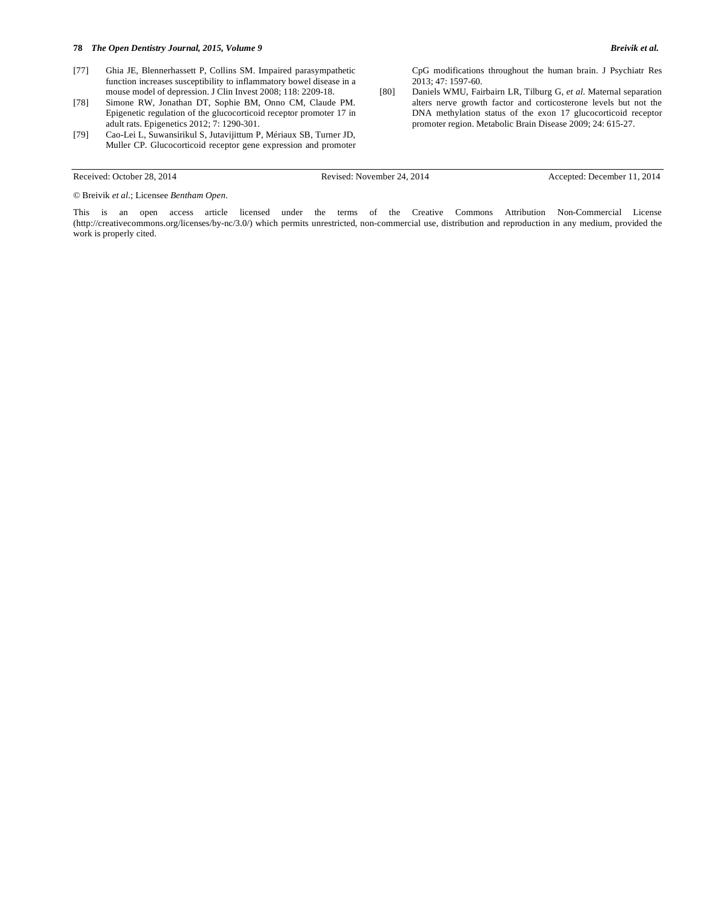[77] Ghia JE, Blennerhassett P, Collins SM. Impaired parasympathetic function increases susceptibility to inflammatory bowel disease in a mouse model of depression. J Clin Invest 2008; 118: 2209-18.

[78] Simone RW, Jonathan DT, Sophie BM, Onno CM, Claude PM. Epigenetic regulation of the glucocorticoid receptor promoter 17 in adult rats. Epigenetics 2012; 7: 1290-301.

[79] Cao-Lei L, Suwansirikul S, Jutavijittum P, Mériaux SB, Turner JD, Muller CP. Glucocorticoid receptor gene expression and promoter CpG modifications throughout the human brain. J Psychiatr Res 2013; 47: 1597-60.

[80] Daniels WMU, Fairbairn LR, Tilburg G, *et al*. Maternal separation alters nerve growth factor and corticosterone levels but not the DNA methylation status of the exon 17 glucocorticoid receptor promoter region. Metabolic Brain Disease 2009; 24: 615-27.

Received: October 28, 2014 Revised: November 24, 2014 Accepted: December 11, 2014

© Breivik *et al*.; Licensee *Bentham Open*.

This is an open access article licensed under the terms of the Creative Commons Attribution Non-Commercial License (http://creativecommons.org/licenses/by-nc/3.0/) which permits unrestricted, non-commercial use, distribution and reproduction in any medium, provided the work is properly cited.